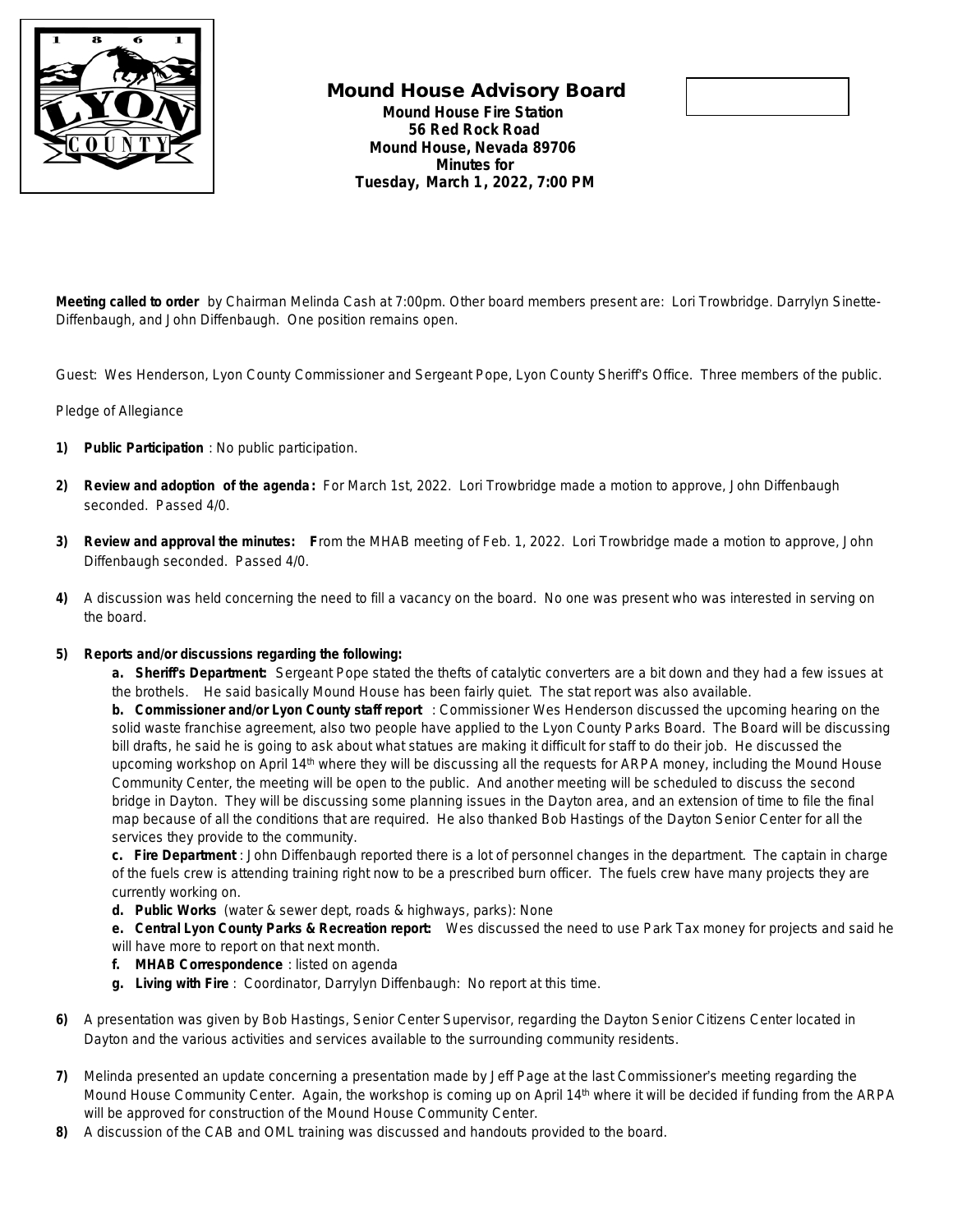# Mound House Advisory Board

**Mound House Fire Station**
**56 Red Rock Road**
**Mound House, Nevada 89706**
**Minutes for**
**Tuesday, March 1, 2022, 7:00 PM**

**Meeting called to order** by Chairman Melinda Cash at 7:00pm. Other board members present are: Lori Trowbridge. Darrylyn Sinette-Diffenbaugh, and John Diffenbaugh. One position remains open.

Guest: Wes Henderson, Lyon County Commissioner and Sergeant Pope, Lyon County Sheriff's Office. Three members of the public.

Pledge of Allegiance

1) **Public Participation** : No public participation.

2) **Review and adoption of the agenda:** For March 1st, 2022. Lori Trowbridge made a motion to approve, John Diffenbaugh seconded. Passed 4/0.

3) **Review and approval the minutes: F**rom the MHAB meeting of Feb. 1, 2022. Lori Trowbridge made a motion to approve, John Diffenbaugh seconded. Passed 4/0.

4) A discussion was held concerning the need to fill a vacancy on the board. No one was present who was interested in serving on the board.

5) **Reports and/or discussions regarding the following:**
   **a. Sheriff's Department:** Sergeant Pope stated the thefts of catalytic converters are a bit down and they had a few issues at the brothels. He said basically Mound House has been fairly quiet. The stat report was also available.
   **b. Commissioner and/or Lyon County staff report** : Commissioner Wes Henderson discussed the upcoming hearing on the solid waste franchise agreement, also two people have applied to the Lyon County Parks Board. The Board will be discussing bill drafts, he said he is going to ask about what statues are making it difficult for staff to do their job. He discussed the upcoming workshop on April 14th where they will be discussing all the requests for ARPA money, including the Mound House Community Center, the meeting will be open to the public. And another meeting will be scheduled to discuss the second bridge in Dayton. They will be discussing some planning issues in the Dayton area, and an extension of time to file the final map because of all the conditions that are required. He also thanked Bob Hastings of the Dayton Senior Center for all the services they provide to the community.
   **c. Fire Department** : John Diffenbaugh reported there is a lot of personnel changes in the department. The captain in charge of the fuels crew is attending training right now to be a prescribed burn officer. The fuels crew have many projects they are currently working on.
   **d. Public Works** (water & sewer dept, roads & highways, parks): None
   **e. Central Lyon County Parks & Recreation report:** Wes discussed the need to use Park Tax money for projects and said he will have more to report on that next month.
   **f. MHAB Correspondence** : listed on agenda
   **g. Living with Fire** : Coordinator, Darrylyn Diffenbaugh: No report at this time.

6) A presentation was given by Bob Hastings, Senior Center Supervisor, regarding the Dayton Senior Citizens Center located in Dayton and the various activities and services available to the surrounding community residents.

7) Melinda presented an update concerning a presentation made by Jeff Page at the last Commissioner's meeting regarding the Mound House Community Center. Again, the workshop is coming up on April 14th where it will be decided if funding from the ARPA will be approved for construction of the Mound House Community Center.

8) A discussion of the CAB and OML training was discussed and handouts provided to the board.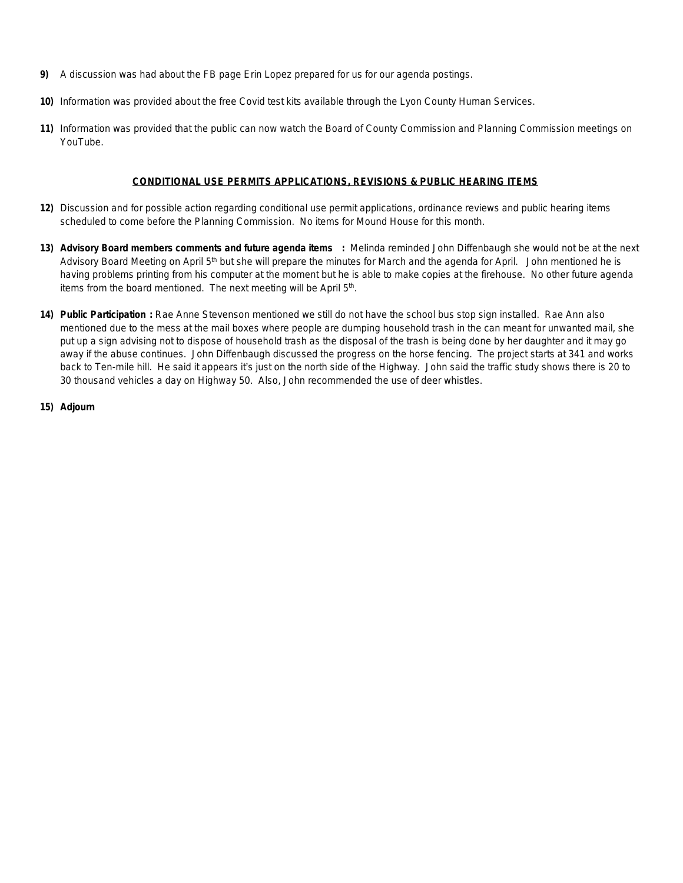**9)** A discussion was had about the FB page Erin Lopez prepared for us for our agenda postings.

**10)** Information was provided about the free Covid test kits available through the Lyon County Human Services.

**11)** Information was provided that the public can now watch the Board of County Commission and Planning Commission meetings on YouTube.

**CONDITIONAL USE PERMITS APPLICATIONS, REVISIONS & PUBLIC HEARING ITEMS**

**12)** Discussion and for possible action regarding conditional use permit applications, ordinance reviews and public hearing items scheduled to come before the Planning Commission. No items for Mound House for this month.

**13) Advisory Board members comments and future agenda items :** Melinda reminded John Diffenbaugh she would not be at the next Advisory Board Meeting on April 5th but she will prepare the minutes for March and the agenda for April. John mentioned he is having problems printing from his computer at the moment but he is able to make copies at the firehouse. No other future agenda items from the board mentioned. The next meeting will be April 5th.

**14) Public Participation :** Rae Anne Stevenson mentioned we still do not have the school bus stop sign installed. Rae Ann also mentioned due to the mess at the mail boxes where people are dumping household trash in the can meant for unwanted mail, she put up a sign advising not to dispose of household trash as the disposal of the trash is being done by her daughter and it may go away if the abuse continues. John Diffenbaugh discussed the progress on the horse fencing. The project starts at 341 and works back to Ten-mile hill. He said it appears it's just on the north side of the Highway. John said the traffic study shows there is 20 to 30 thousand vehicles a day on Highway 50. Also, John recommended the use of deer whistles.

**15) Adjourn**